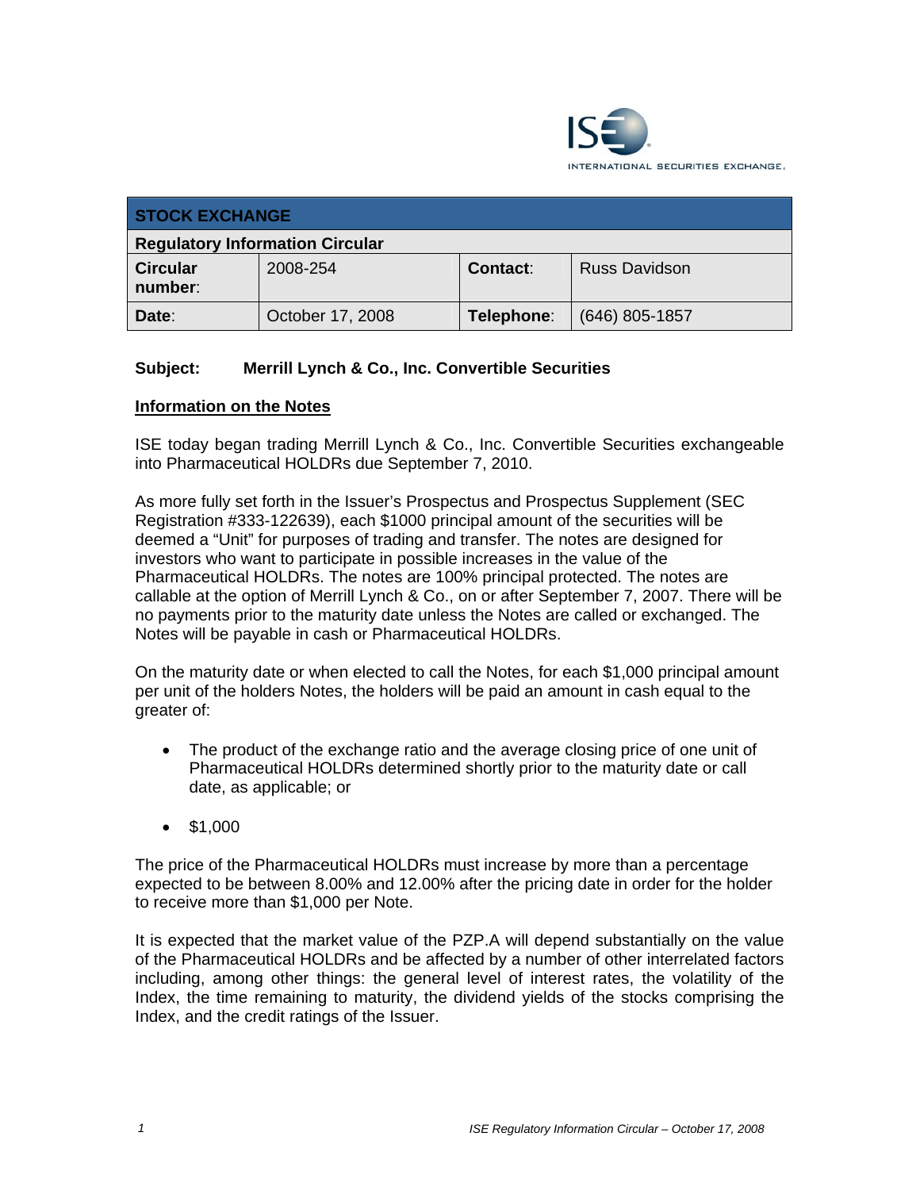| STOCK EXCHANGE | | | |
|---|---|---|---|
| **Regulatory Information Circular** | | | |
| **Circular number**: | 2008-254 | **Contact**: | Russ Davidson |
| **Date**: | October 17, 2008 | **Telephone**: | (646) 805-1857 |

**Subject: Merrill Lynch & Co., Inc. Convertible Securities**

**Information on the Notes**

ISE today began trading Merrill Lynch & Co., Inc. Convertible Securities exchangeable into Pharmaceutical HOLDRs due September 7, 2010.

As more fully set forth in the Issuer's Prospectus and Prospectus Supplement (SEC Registration #333-122639), each $1000 principal amount of the securities will be deemed a "Unit" for purposes of trading and transfer. The notes are designed for investors who want to participate in possible increases in the value of the Pharmaceutical HOLDRs. The notes are 100% principal protected. The notes are callable at the option of Merrill Lynch & Co., on or after September 7, 2007. There will be no payments prior to the maturity date unless the Notes are called or exchanged. The Notes will be payable in cash or Pharmaceutical HOLDRs.

On the maturity date or when elected to call the Notes, for each $1,000 principal amount per unit of the holders Notes, the holders will be paid an amount in cash equal to the greater of:

- The product of the exchange ratio and the average closing price of one unit of Pharmaceutical HOLDRs determined shortly prior to the maturity date or call date, as applicable; or
- $1,000

The price of the Pharmaceutical HOLDRs must increase by more than a percentage expected to be between 8.00% and 12.00% after the pricing date in order for the holder to receive more than $1,000 per Note.

It is expected that the market value of the PZP.A will depend substantially on the value of the Pharmaceutical HOLDRs and be affected by a number of other interrelated factors including, among other things: the general level of interest rates, the volatility of the Index, the time remaining to maturity, the dividend yields of the stocks comprising the Index, and the credit ratings of the Issuer.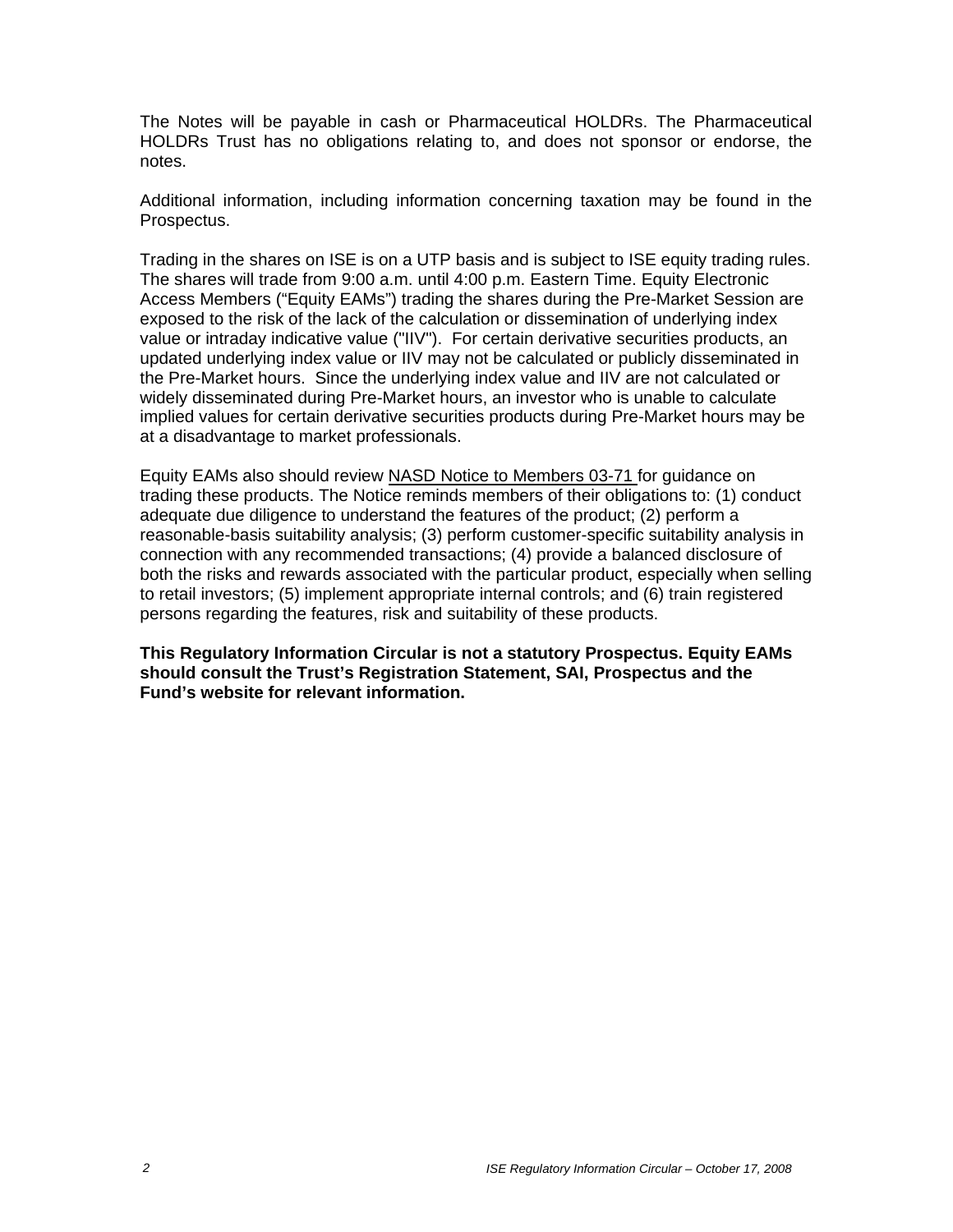The Notes will be payable in cash or Pharmaceutical HOLDRs. The Pharmaceutical HOLDRs Trust has no obligations relating to, and does not sponsor or endorse, the notes.

Additional information, including information concerning taxation may be found in the Prospectus.

Trading in the shares on ISE is on a UTP basis and is subject to ISE equity trading rules. The shares will trade from 9:00 a.m. until 4:00 p.m. Eastern Time. Equity Electronic Access Members ("Equity EAMs") trading the shares during the Pre-Market Session are exposed to the risk of the lack of the calculation or dissemination of underlying index value or intraday indicative value ("IIV"). For certain derivative securities products, an updated underlying index value or IIV may not be calculated or publicly disseminated in the Pre-Market hours. Since the underlying index value and IIV are not calculated or widely disseminated during Pre-Market hours, an investor who is unable to calculate implied values for certain derivative securities products during Pre-Market hours may be at a disadvantage to market professionals.

Equity EAMs also should review NASD Notice to Members 03-71 for guidance on trading these products. The Notice reminds members of their obligations to: (1) conduct adequate due diligence to understand the features of the product; (2) perform a reasonable-basis suitability analysis; (3) perform customer-specific suitability analysis in connection with any recommended transactions; (4) provide a balanced disclosure of both the risks and rewards associated with the particular product, especially when selling to retail investors; (5) implement appropriate internal controls; and (6) train registered persons regarding the features, risk and suitability of these products.

**This Regulatory Information Circular is not a statutory Prospectus. Equity EAMs should consult the Trust's Registration Statement, SAI, Prospectus and the Fund's website for relevant information.**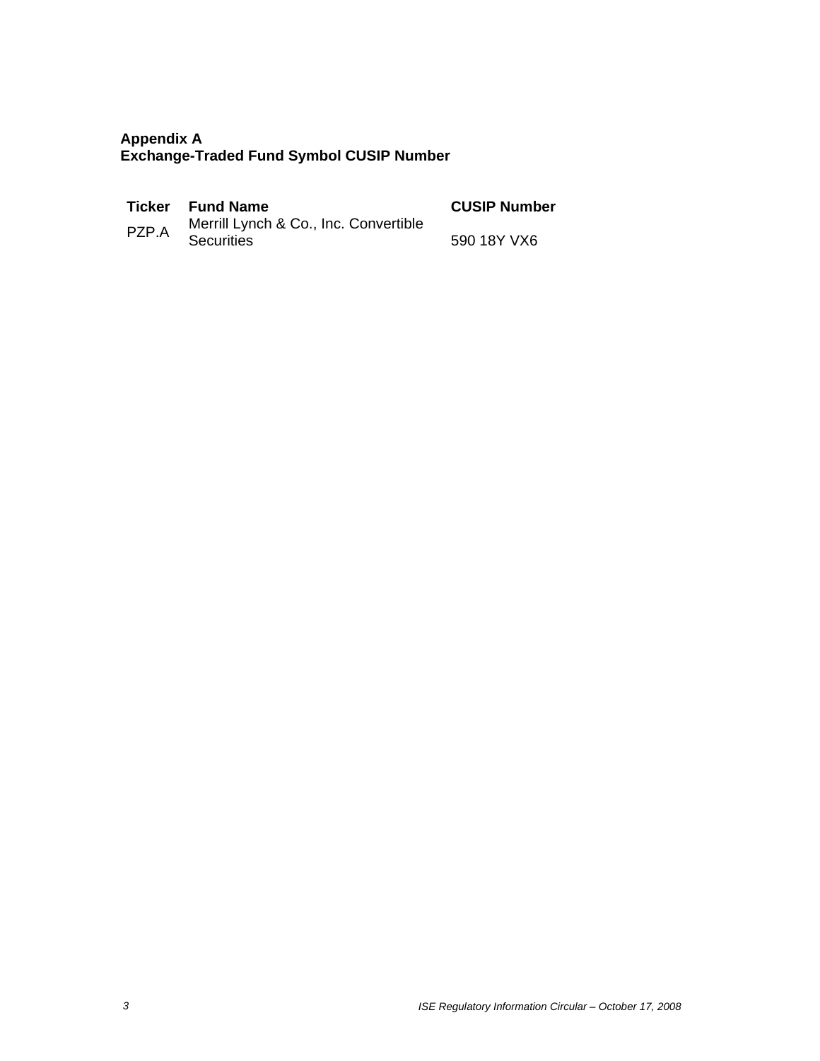**Appendix A**
**Exchange-Traded Fund Symbol CUSIP Number**

| Ticker | Fund Name | CUSIP Number |
|---|---|---|
| PZP.A | Merrill Lynch & Co., Inc. Convertible Securities | 590 18Y VX6 |